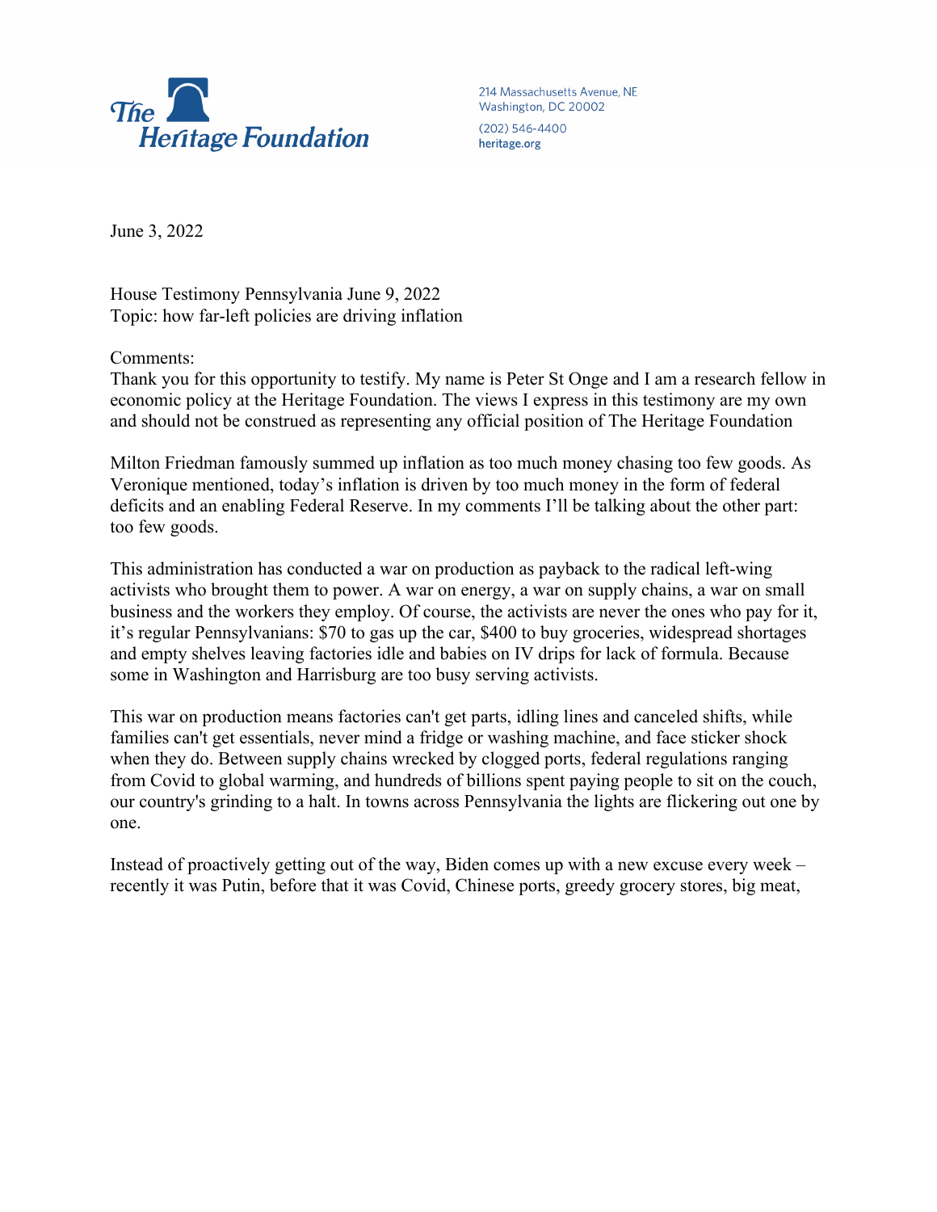The Heritage Foundation

214 Massachusetts Avenue, NE
Washington, DC 20002
(202) 546-4400
heritage.org

June 3, 2022

House Testimony Pennsylvania June 9, 2022
Topic: how far-left policies are driving inflation

Comments:
Thank you for this opportunity to testify. My name is Peter St Onge and I am a research fellow in economic policy at the Heritage Foundation. The views I express in this testimony are my own and should not be construed as representing any official position of The Heritage Foundation

Milton Friedman famously summed up inflation as too much money chasing too few goods. As Veronique mentioned, today's inflation is driven by too much money in the form of federal deficits and an enabling Federal Reserve. In my comments I'll be talking about the other part: too few goods.

This administration has conducted a war on production as payback to the radical left-wing activists who brought them to power. A war on energy, a war on supply chains, a war on small business and the workers they employ. Of course, the activists are never the ones who pay for it, it's regular Pennsylvanians: $70 to gas up the car, $400 to buy groceries, widespread shortages and empty shelves leaving factories idle and babies on IV drips for lack of formula. Because some in Washington and Harrisburg are too busy serving activists.

This war on production means factories can't get parts, idling lines and canceled shifts, while families can't get essentials, never mind a fridge or washing machine, and face sticker shock when they do. Between supply chains wrecked by clogged ports, federal regulations ranging from Covid to global warming, and hundreds of billions spent paying people to sit on the couch, our country's grinding to a halt. In towns across Pennsylvania the lights are flickering out one by one.

Instead of proactively getting out of the way, Biden comes up with a new excuse every week – recently it was Putin, before that it was Covid, Chinese ports, greedy grocery stores, big meat,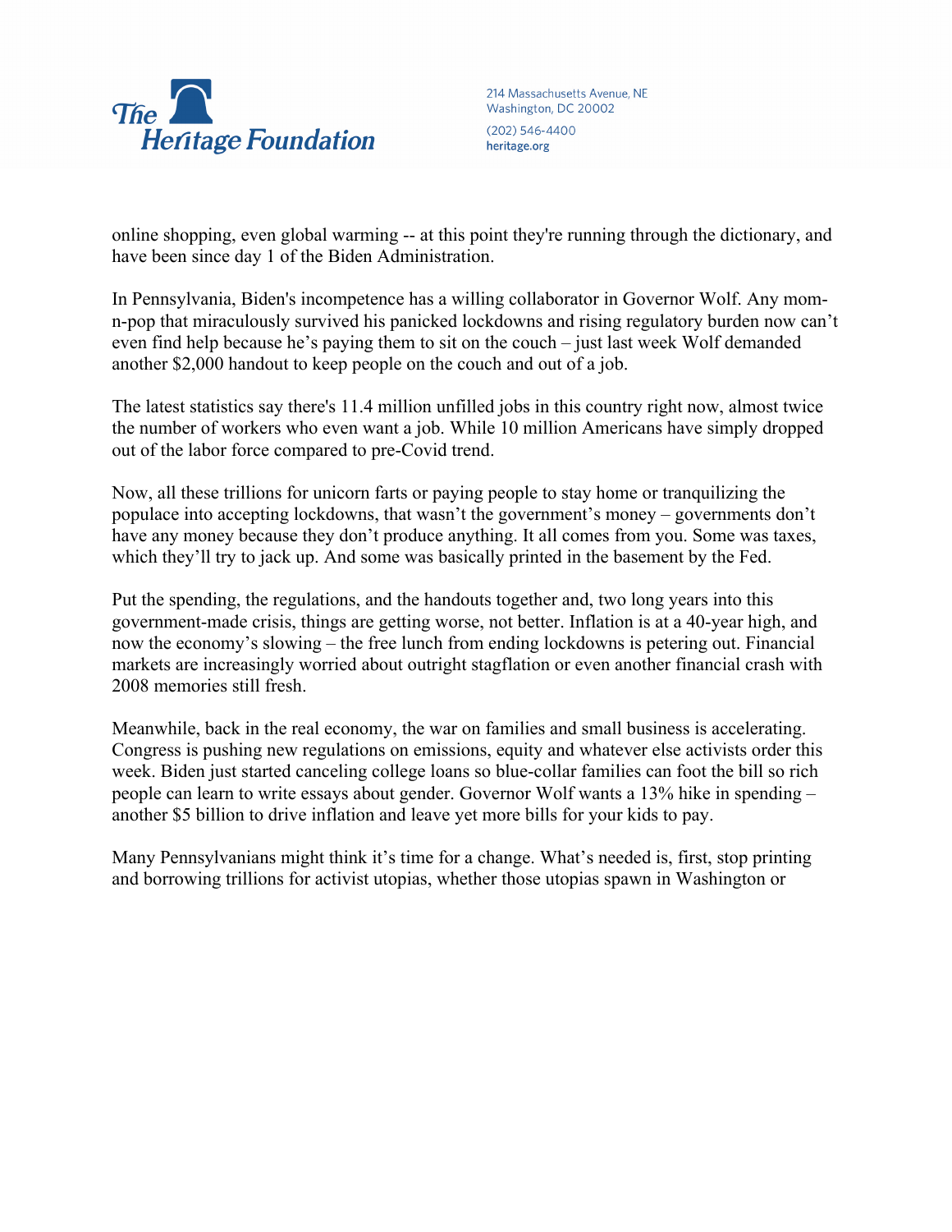online shopping, even global warming -- at this point they're running through the dictionary, and have been since day 1 of the Biden Administration.

In Pennsylvania, Biden's incompetence has a willing collaborator in Governor Wolf. Any mom-n-pop that miraculously survived his panicked lockdowns and rising regulatory burden now can't even find help because he's paying them to sit on the couch – just last week Wolf demanded another $2,000 handout to keep people on the couch and out of a job.

The latest statistics say there's 11.4 million unfilled jobs in this country right now, almost twice the number of workers who even want a job. While 10 million Americans have simply dropped out of the labor force compared to pre-Covid trend.

Now, all these trillions for unicorn farts or paying people to stay home or tranquilizing the populace into accepting lockdowns, that wasn't the government's money – governments don't have any money because they don't produce anything. It all comes from you. Some was taxes, which they'll try to jack up. And some was basically printed in the basement by the Fed.

Put the spending, the regulations, and the handouts together and, two long years into this government-made crisis, things are getting worse, not better. Inflation is at a 40-year high, and now the economy's slowing – the free lunch from ending lockdowns is petering out. Financial markets are increasingly worried about outright stagflation or even another financial crash with 2008 memories still fresh.

Meanwhile, back in the real economy, the war on families and small business is accelerating. Congress is pushing new regulations on emissions, equity and whatever else activists order this week. Biden just started canceling college loans so blue-collar families can foot the bill so rich people can learn to write essays about gender. Governor Wolf wants a 13% hike in spending – another $5 billion to drive inflation and leave yet more bills for your kids to pay.

Many Pennsylvanians might think it's time for a change. What's needed is, first, stop printing and borrowing trillions for activist utopias, whether those utopias spawn in Washington or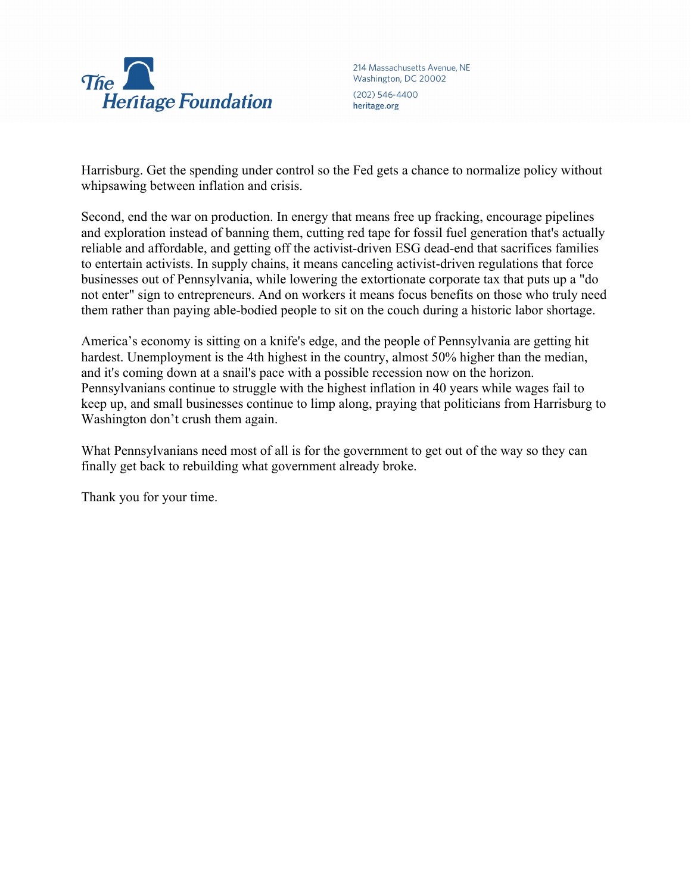Harrisburg. Get the spending under control so the Fed gets a chance to normalize policy without whipsawing between inflation and crisis.

Second, end the war on production. In energy that means free up fracking, encourage pipelines and exploration instead of banning them, cutting red tape for fossil fuel generation that's actually reliable and affordable, and getting off the activist-driven ESG dead-end that sacrifices families to entertain activists. In supply chains, it means canceling activist-driven regulations that force businesses out of Pennsylvania, while lowering the extortionate corporate tax that puts up a "do not enter" sign to entrepreneurs. And on workers it means focus benefits on those who truly need them rather than paying able-bodied people to sit on the couch during a historic labor shortage.

America's economy is sitting on a knife's edge, and the people of Pennsylvania are getting hit hardest. Unemployment is the 4th highest in the country, almost 50% higher than the median, and it's coming down at a snail's pace with a possible recession now on the horizon. Pennsylvanians continue to struggle with the highest inflation in 40 years while wages fail to keep up, and small businesses continue to limp along, praying that politicians from Harrisburg to Washington don't crush them again.

What Pennsylvanians need most of all is for the government to get out of the way so they can finally get back to rebuilding what government already broke.

Thank you for your time.